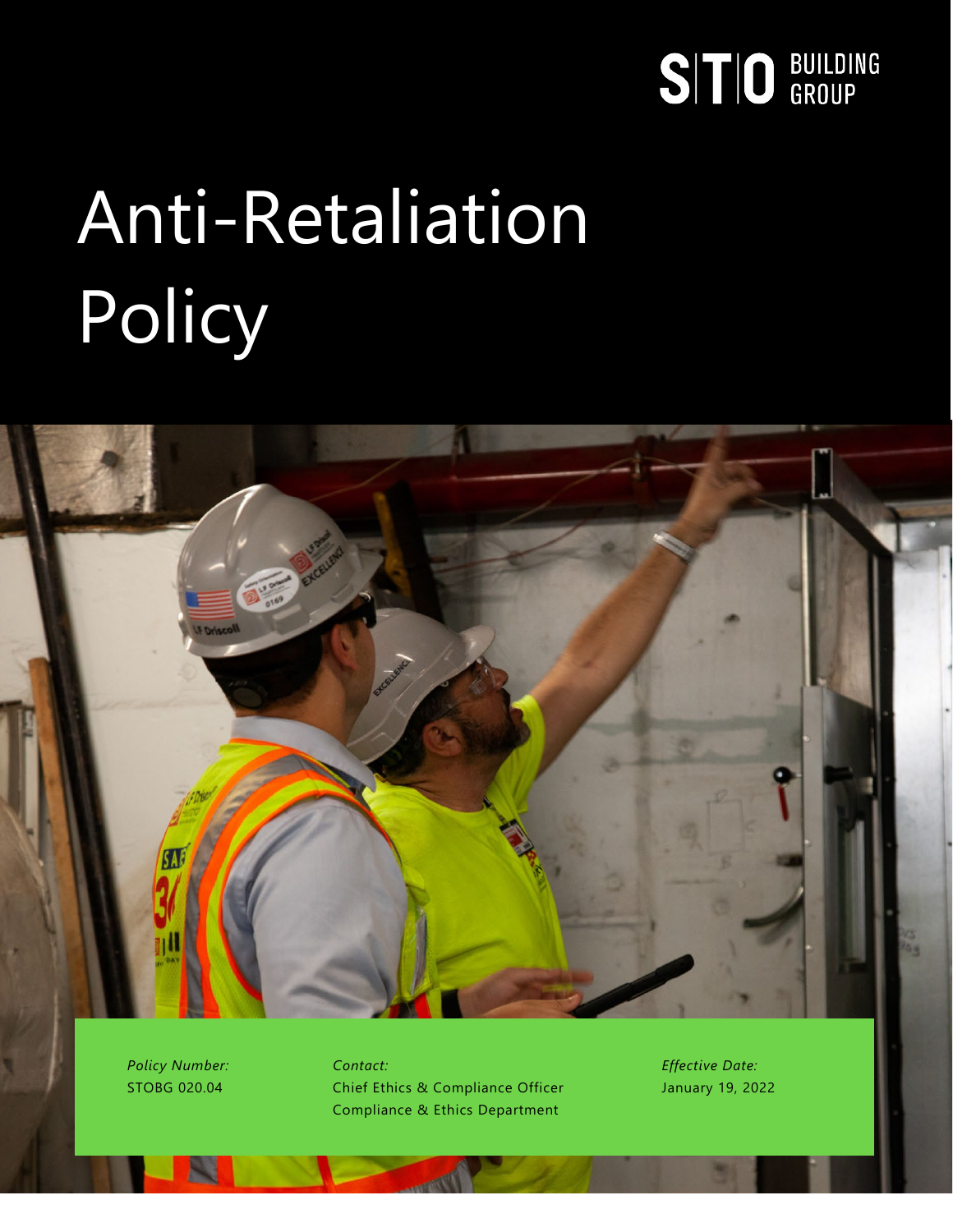STO BUILDING GROUP

# Anti-Retaliation Policy

*Policy Number:*
STOBG 020.04

*Contact:*
Chief Ethics & Compliance Officer
Compliance & Ethics Department

*Effective Date:*
January 19, 2022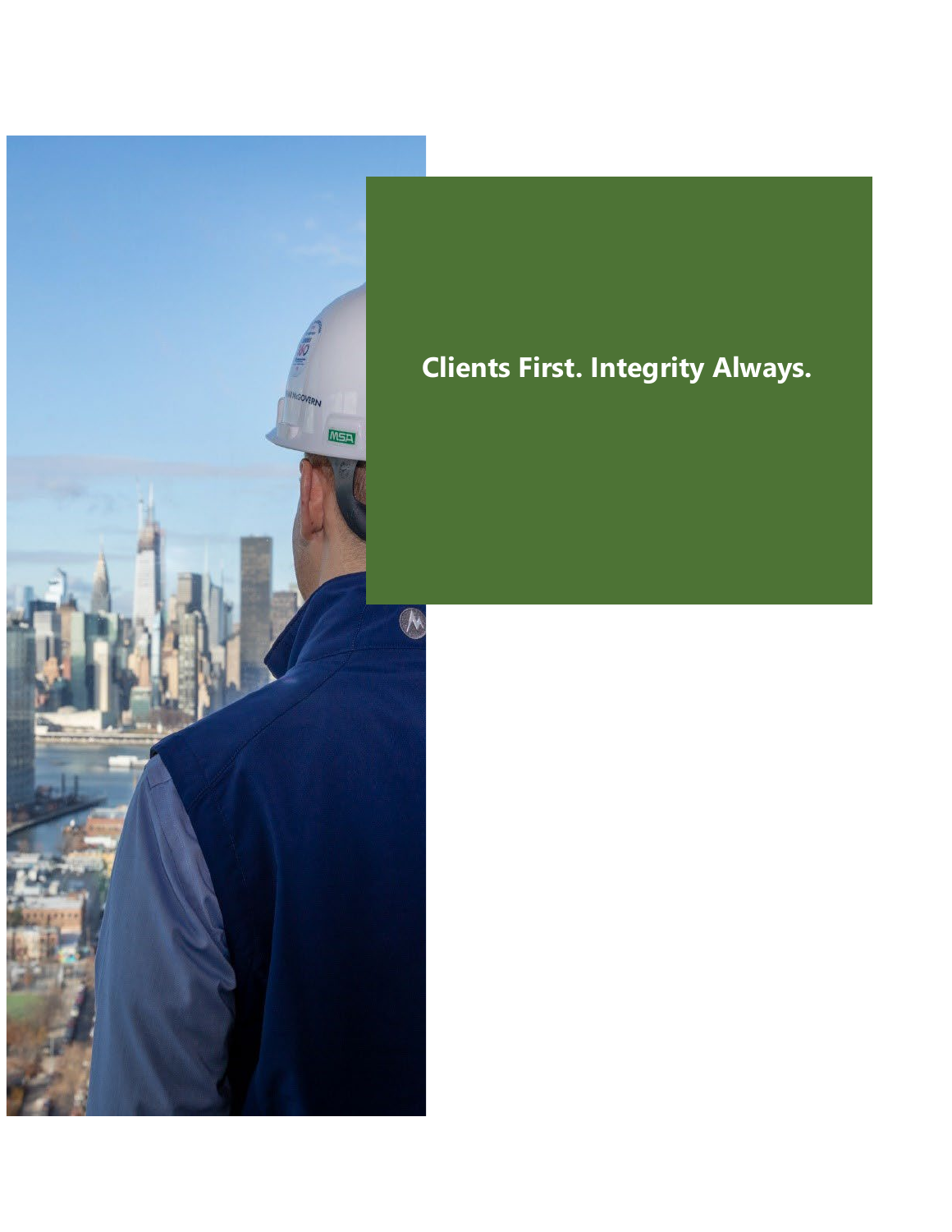**Clients First. Integrity Always.**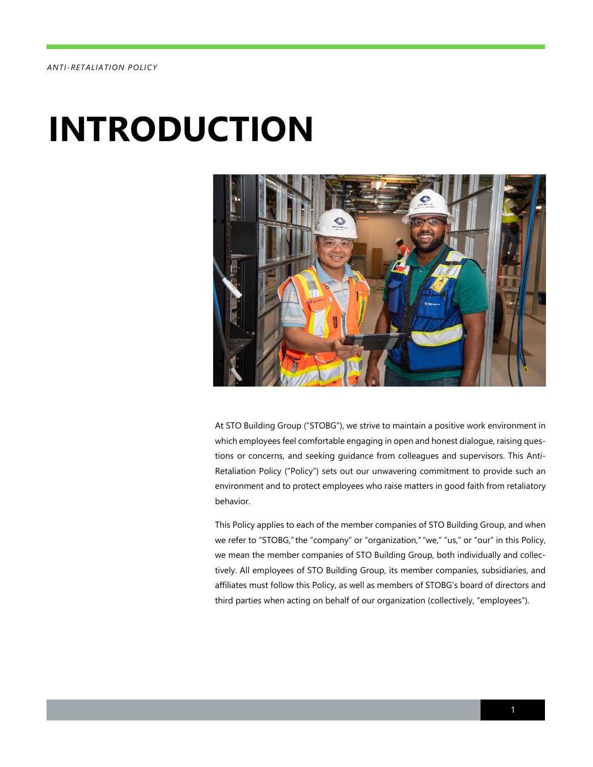# INTRODUCTION

At STO Building Group ("STOBG"), we strive to maintain a positive work environment in which employees feel comfortable engaging in open and honest dialogue, raising questions or concerns, and seeking guidance from colleagues and supervisors. This Anti-Retaliation Policy ("Policy") sets out our unwavering commitment to provide such an environment and to protect employees who raise matters in good faith from retaliatory behavior.

This Policy applies to each of the member companies of STO Building Group, and when we refer to "STOBG," the "company" or "organization," "we," "us," or "our" in this Policy, we mean the member companies of STO Building Group, both individually and collectively. All employees of STO Building Group, its member companies, subsidiaries, and affiliates must follow this Policy, as well as members of STOBG's board of directors and third parties when acting on behalf of our organization (collectively, "employees").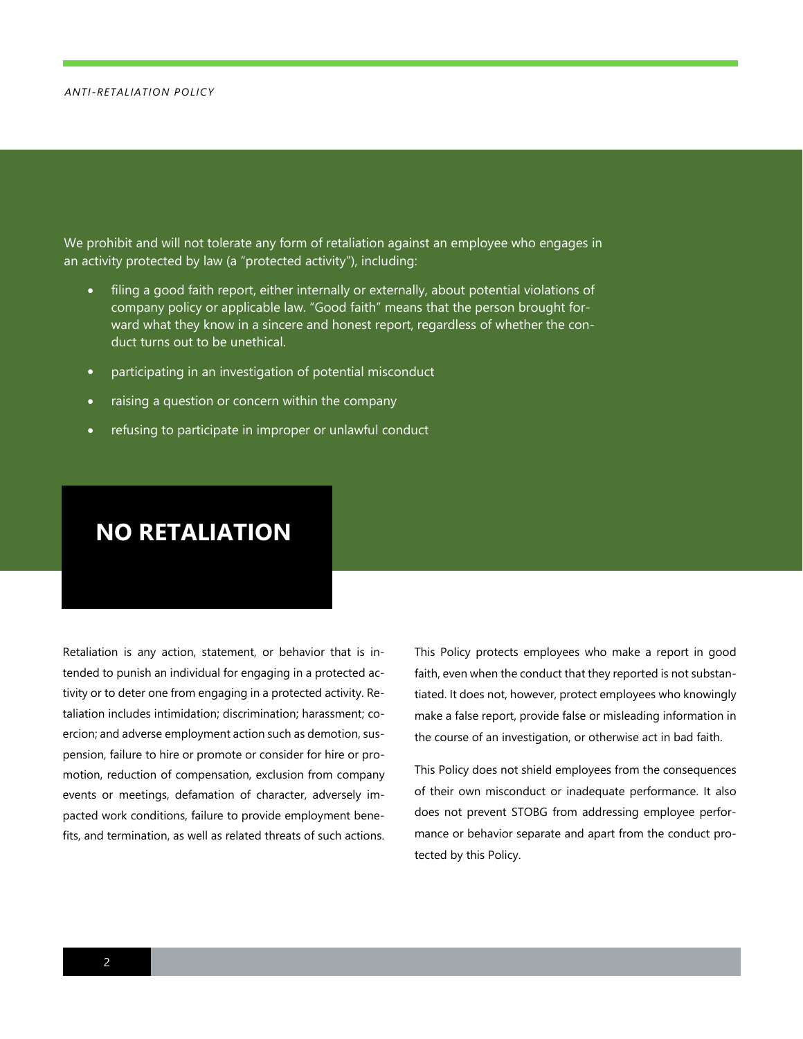We prohibit and will not tolerate any form of retaliation against an employee who engages in an activity protected by law (a "protected activity"), including:

- filing a good faith report, either internally or externally, about potential violations of company policy or applicable law. "Good faith" means that the person brought forward what they know in a sincere and honest report, regardless of whether the conduct turns out to be unethical.
- participating in an investigation of potential misconduct
- raising a question or concern within the company
- refusing to participate in improper or unlawful conduct

## NO RETALIATION

Retaliation is any action, statement, or behavior that is intended to punish an individual for engaging in a protected activity or to deter one from engaging in a protected activity. Retaliation includes intimidation; discrimination; harassment; coercion; and adverse employment action such as demotion, suspension, failure to hire or promote or consider for hire or promotion, reduction of compensation, exclusion from company events or meetings, defamation of character, adversely impacted work conditions, failure to provide employment benefits, and termination, as well as related threats of such actions.

This Policy protects employees who make a report in good faith, even when the conduct that they reported is not substantiated. It does not, however, protect employees who knowingly make a false report, provide false or misleading information in the course of an investigation, or otherwise act in bad faith.

This Policy does not shield employees from the consequences of their own misconduct or inadequate performance. It also does not prevent STOBG from addressing employee performance or behavior separate and apart from the conduct protected by this Policy.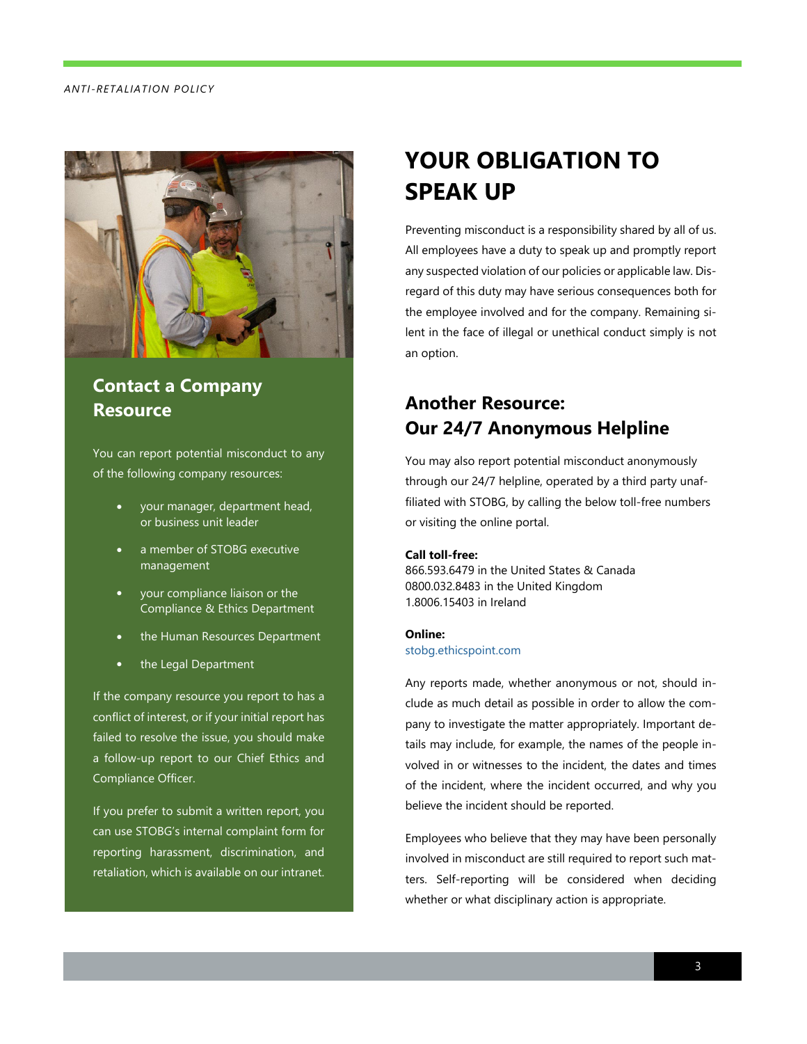## Contact a Company Resource

You can report potential misconduct to any of the following company resources:

- your manager, department head, or business unit leader
- a member of STOBG executive management
- your compliance liaison or the Compliance & Ethics Department
- the Human Resources Department
- the Legal Department

If the company resource you report to has a conflict of interest, or if your initial report has failed to resolve the issue, you should make a follow-up report to our Chief Ethics and Compliance Officer.

If you prefer to submit a written report, you can use STOBG's internal complaint form for reporting harassment, discrimination, and retaliation, which is available on our intranet.

# YOUR OBLIGATION TO SPEAK UP

Preventing misconduct is a responsibility shared by all of us. All employees have a duty to speak up and promptly report any suspected violation of our policies or applicable law. Disregard of this duty may have serious consequences both for the employee involved and for the company. Remaining silent in the face of illegal or unethical conduct simply is not an option.

## Another Resource: Our 24/7 Anonymous Helpline

You may also report potential misconduct anonymously through our 24/7 helpline, operated by a third party unaffiliated with STOBG, by calling the below toll-free numbers or visiting the online portal.

**Call toll-free:**
866.593.6479 in the United States & Canada
0800.032.8483 in the United Kingdom
1.8006.15403 in Ireland

**Online:**
stobg.ethicspoint.com

Any reports made, whether anonymous or not, should include as much detail as possible in order to allow the company to investigate the matter appropriately. Important details may include, for example, the names of the people involved in or witnesses to the incident, the dates and times of the incident, where the incident occurred, and why you believe the incident should be reported.

Employees who believe that they may have been personally involved in misconduct are still required to report such matters. Self-reporting will be considered when deciding whether or what disciplinary action is appropriate.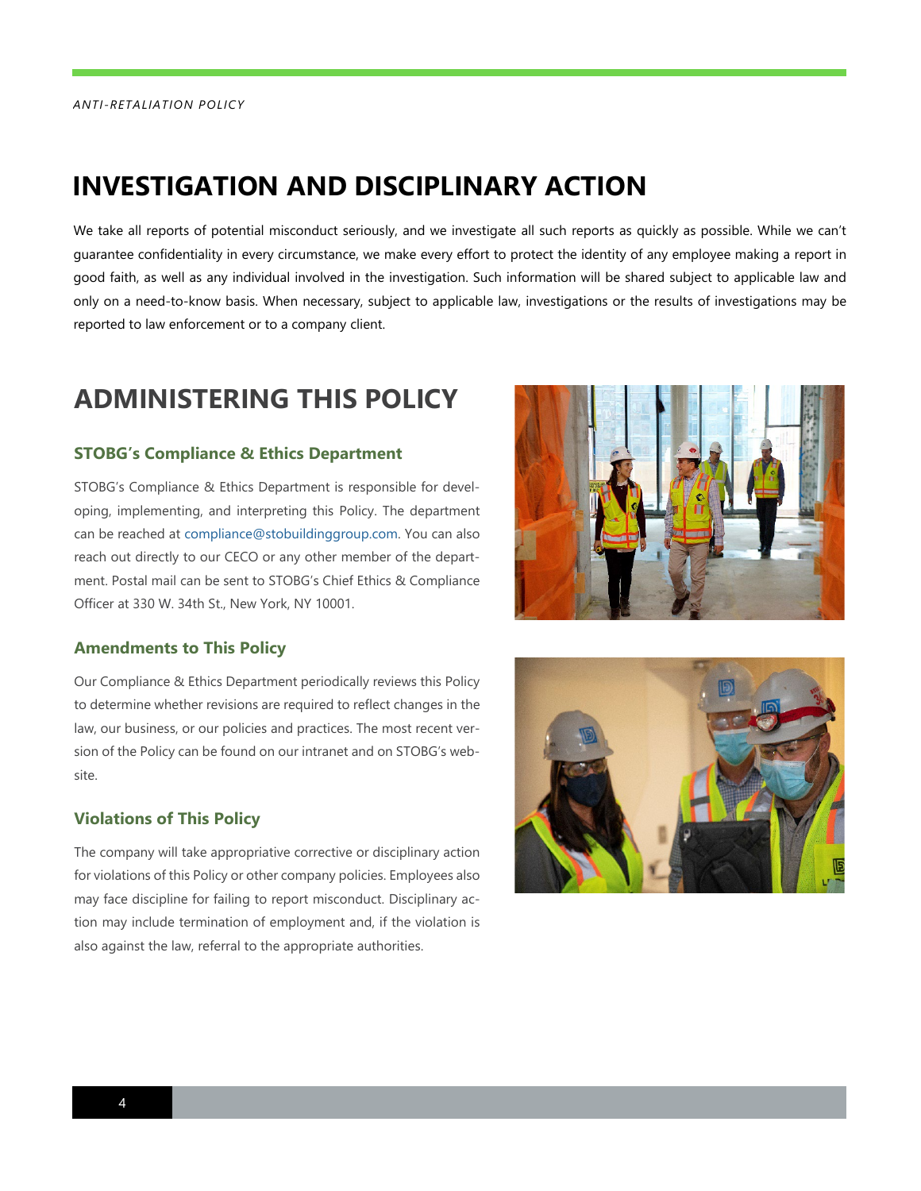## INVESTIGATION AND DISCIPLINARY ACTION

We take all reports of potential misconduct seriously, and we investigate all such reports as quickly as possible. While we can't guarantee confidentiality in every circumstance, we make every effort to protect the identity of any employee making a report in good faith, as well as any individual involved in the investigation. Such information will be shared subject to applicable law and only on a need-to-know basis. When necessary, subject to applicable law, investigations or the results of investigations may be reported to law enforcement or to a company client.

## ADMINISTERING THIS POLICY

### STOBG's Compliance & Ethics Department

STOBG's Compliance & Ethics Department is responsible for developing, implementing, and interpreting this Policy. The department can be reached at compliance@stobuildinggroup.com. You can also reach out directly to our CECO or any other member of the department. Postal mail can be sent to STOBG's Chief Ethics & Compliance Officer at 330 W. 34th St., New York, NY 10001.

### Amendments to This Policy

Our Compliance & Ethics Department periodically reviews this Policy to determine whether revisions are required to reflect changes in the law, our business, or our policies and practices. The most recent version of the Policy can be found on our intranet and on STOBG's website.

### Violations of This Policy

The company will take appropriate corrective or disciplinary action for violations of this Policy or other company policies. Employees also may face discipline for failing to report misconduct. Disciplinary action may include termination of employment and, if the violation is also against the law, referral to the appropriate authorities.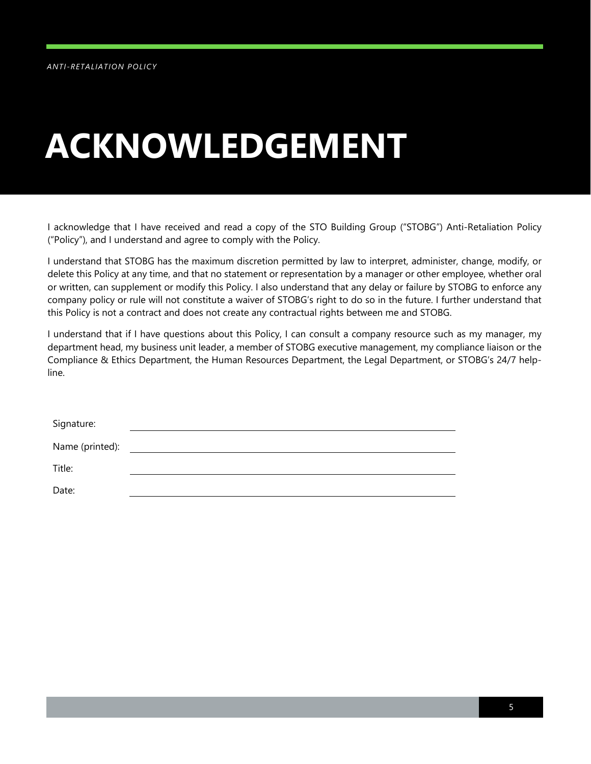# ACKNOWLEDGEMENT

I acknowledge that I have received and read a copy of the STO Building Group ("STOBG") Anti-Retaliation Policy ("Policy"), and I understand and agree to comply with the Policy.

I understand that STOBG has the maximum discretion permitted by law to interpret, administer, change, modify, or delete this Policy at any time, and that no statement or representation by a manager or other employee, whether oral or written, can supplement or modify this Policy. I also understand that any delay or failure by STOBG to enforce any company policy or rule will not constitute a waiver of STOBG's right to do so in the future. I further understand that this Policy is not a contract and does not create any contractual rights between me and STOBG.

I understand that if I have questions about this Policy, I can consult a company resource such as my manager, my department head, my business unit leader, a member of STOBG executive management, my compliance liaison or the Compliance & Ethics Department, the Human Resources Department, the Legal Department, or STOBG's 24/7 help-line.

Signature: ______________________________

Name (printed): ______________________________

Title: ______________________________

Date: ______________________________